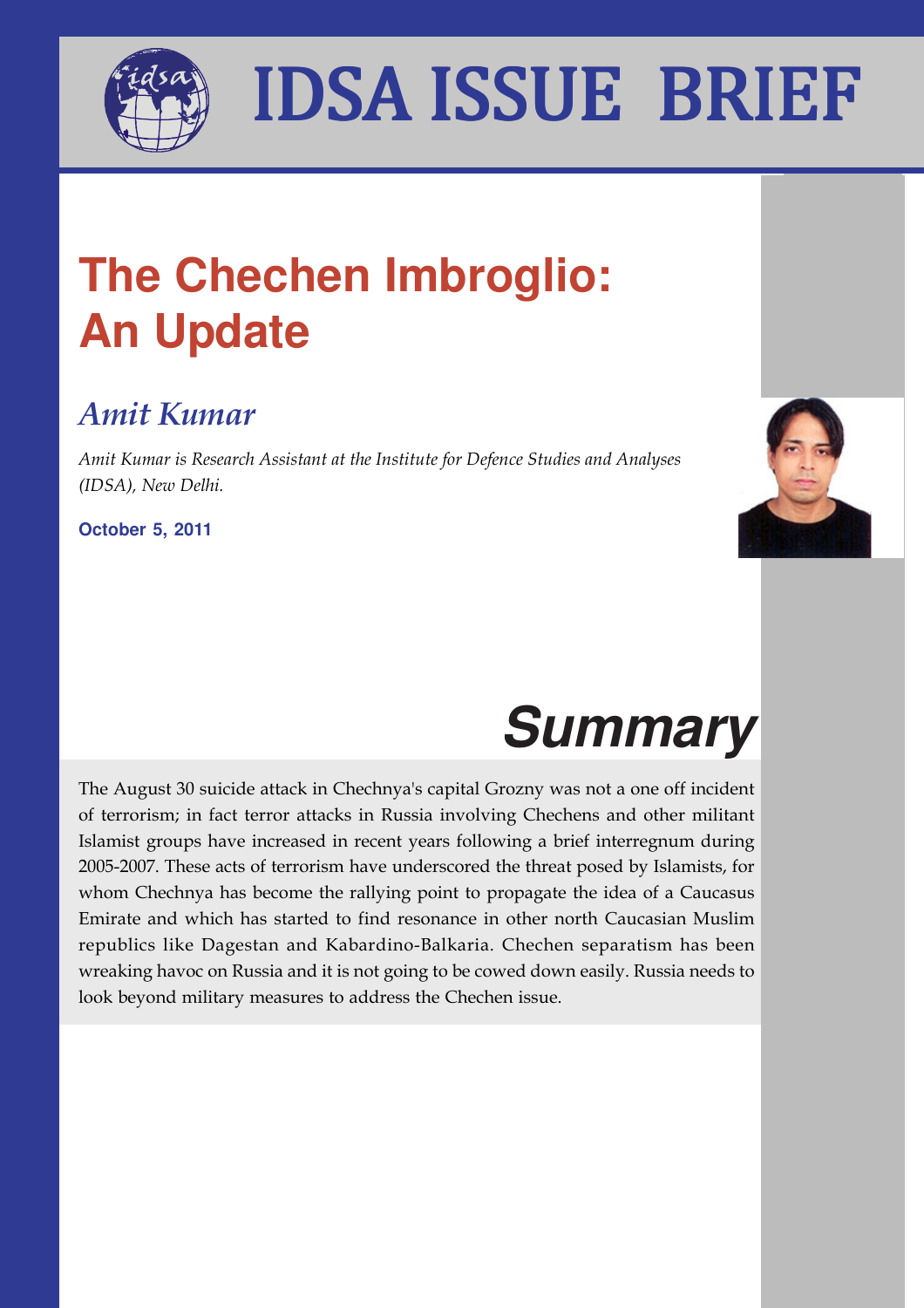# IDSA ISSUE BRIEF

# The Chechen Imbroglio: An Update

## *Amit Kumar*

*Amit Kumar is Research Assistant at the Institute for Defence Studies and Analyses (IDSA), New Delhi.*

**October 5, 2011**

## *Summary*

The August 30 suicide attack in Chechnya's capital Grozny was not a one off incident of terrorism; in fact terror attacks in Russia involving Chechens and other militant Islamist groups have increased in recent years following a brief interregnum during 2005-2007. These acts of terrorism have underscored the threat posed by Islamists, for whom Chechnya has become the rallying point to propagate the idea of a Caucasus Emirate and which has started to find resonance in other north Caucasian Muslim republics like Dagestan and Kabardino-Balkaria. Chechen separatism has been wreaking havoc on Russia and it is not going to be cowed down easily. Russia needs to look beyond military measures to address the Chechen issue.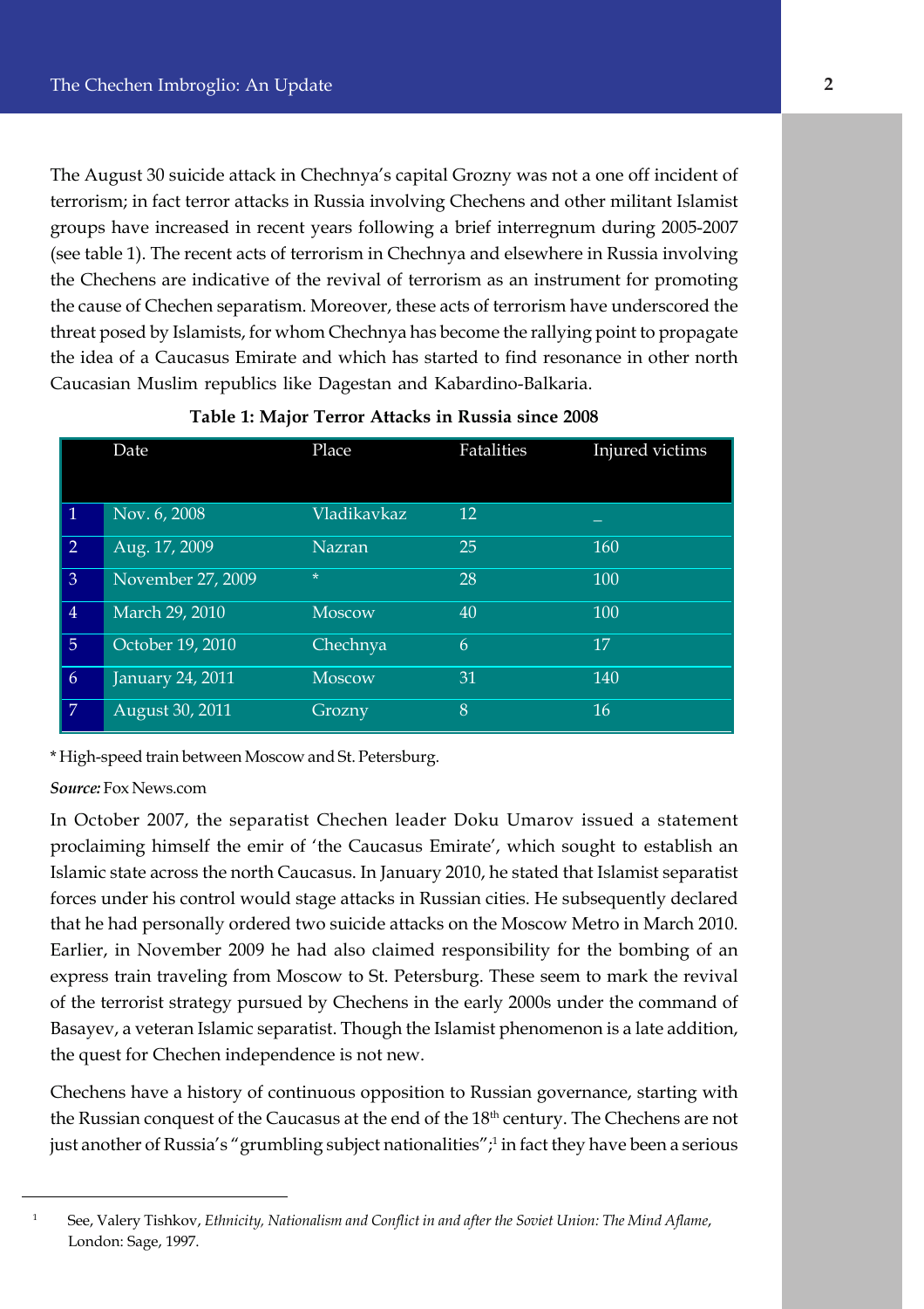The August 30 suicide attack in Chechnya's capital Grozny was not a one off incident of terrorism; in fact terror attacks in Russia involving Chechens and other militant Islamist groups have increased in recent years following a brief interregnum during 2005-2007 (see table 1). The recent acts of terrorism in Chechnya and elsewhere in Russia involving the Chechens are indicative of the revival of terrorism as an instrument for promoting the cause of Chechen separatism. Moreover, these acts of terrorism have underscored the threat posed by Islamists, for whom Chechnya has become the rallying point to propagate the idea of a Caucasus Emirate and which has started to find resonance in other north Caucasian Muslim republics like Dagestan and Kabardino-Balkaria.

**Table 1: Major Terror Attacks in Russia since 2008**

| | Date | Place | Fatalities | Injured victims |
|---|---|---|---|---|
| 1 | Nov. 6, 2008 | Vladikavkaz | 12 | _ |
| 2 | Aug. 17, 2009 | Nazran | 25 | 160 |
| 3 | November 27, 2009 | * | 28 | 100 |
| 4 | March 29, 2010 | Moscow | 40 | 100 |
| 5 | October 19, 2010 | Chechnya | 6 | 17 |
| 6 | January 24, 2011 | Moscow | 31 | 140 |
| 7 | August 30, 2011 | Grozny | 8 | 16 |

* High-speed train between Moscow and St. Petersburg.

***Source:*** Fox News.com

In October 2007, the separatist Chechen leader Doku Umarov issued a statement proclaiming himself the emir of 'the Caucasus Emirate', which sought to establish an Islamic state across the north Caucasus. In January 2010, he stated that Islamist separatist forces under his control would stage attacks in Russian cities. He subsequently declared that he had personally ordered two suicide attacks on the Moscow Metro in March 2010. Earlier, in November 2009 he had also claimed responsibility for the bombing of an express train traveling from Moscow to St. Petersburg. These seem to mark the revival of the terrorist strategy pursued by Chechens in the early 2000s under the command of Basayev, a veteran Islamic separatist. Though the Islamist phenomenon is a late addition, the quest for Chechen independence is not new.

Chechens have a history of continuous opposition to Russian governance, starting with the Russian conquest of the Caucasus at the end of the 18th century. The Chechens are not just another of Russia's "grumbling subject nationalities";[1] in fact they have been a serious

[1] See, Valery Tishkov, *Ethnicity, Nationalism and Conflict in and after the Soviet Union: The Mind Aflame*, London: Sage, 1997.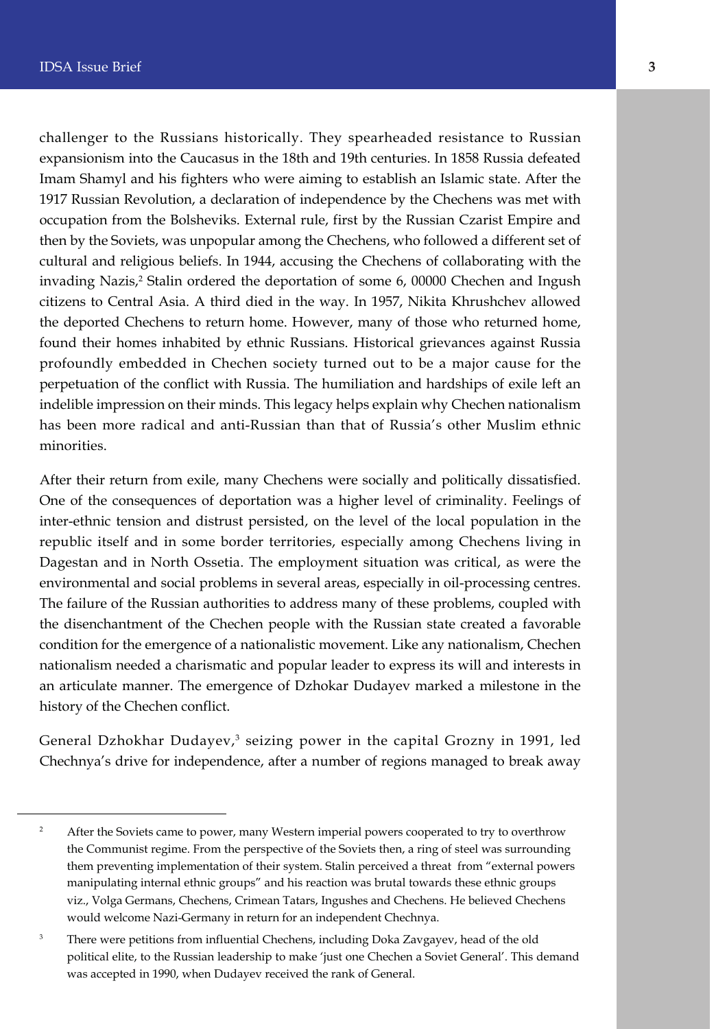challenger to the Russians historically. They spearheaded resistance to Russian expansionism into the Caucasus in the 18th and 19th centuries. In 1858 Russia defeated Imam Shamyl and his fighters who were aiming to establish an Islamic state. After the 1917 Russian Revolution, a declaration of independence by the Chechens was met with occupation from the Bolsheviks. External rule, first by the Russian Czarist Empire and then by the Soviets, was unpopular among the Chechens, who followed a different set of cultural and religious beliefs. In 1944, accusing the Chechens of collaborating with the invading Nazis,[2] Stalin ordered the deportation of some 6, 00000 Chechen and Ingush citizens to Central Asia. A third died in the way. In 1957, Nikita Khrushchev allowed the deported Chechens to return home. However, many of those who returned home, found their homes inhabited by ethnic Russians. Historical grievances against Russia profoundly embedded in Chechen society turned out to be a major cause for the perpetuation of the conflict with Russia. The humiliation and hardships of exile left an indelible impression on their minds. This legacy helps explain why Chechen nationalism has been more radical and anti-Russian than that of Russia's other Muslim ethnic minorities.

After their return from exile, many Chechens were socially and politically dissatisfied. One of the consequences of deportation was a higher level of criminality. Feelings of inter-ethnic tension and distrust persisted, on the level of the local population in the republic itself and in some border territories, especially among Chechens living in Dagestan and in North Ossetia. The employment situation was critical, as were the environmental and social problems in several areas, especially in oil-processing centres. The failure of the Russian authorities to address many of these problems, coupled with the disenchantment of the Chechen people with the Russian state created a favorable condition for the emergence of a nationalistic movement. Like any nationalism, Chechen nationalism needed a charismatic and popular leader to express its will and interests in an articulate manner. The emergence of Dzhokar Dudayev marked a milestone in the history of the Chechen conflict.

General Dzhokhar Dudayev,[3] seizing power in the capital Grozny in 1991, led Chechnya's drive for independence, after a number of regions managed to break away

---

[2] After the Soviets came to power, many Western imperial powers cooperated to try to overthrow the Communist regime. From the perspective of the Soviets then, a ring of steel was surrounding them preventing implementation of their system. Stalin perceived a threat from "external powers manipulating internal ethnic groups" and his reaction was brutal towards these ethnic groups viz., Volga Germans, Chechens, Crimean Tatars, Ingushes and Chechens. He believed Chechens would welcome Nazi-Germany in return for an independent Chechnya.

[3] There were petitions from influential Chechens, including Doka Zavgayev, head of the old political elite, to the Russian leadership to make 'just one Chechen a Soviet General'. This demand was accepted in 1990, when Dudayev received the rank of General.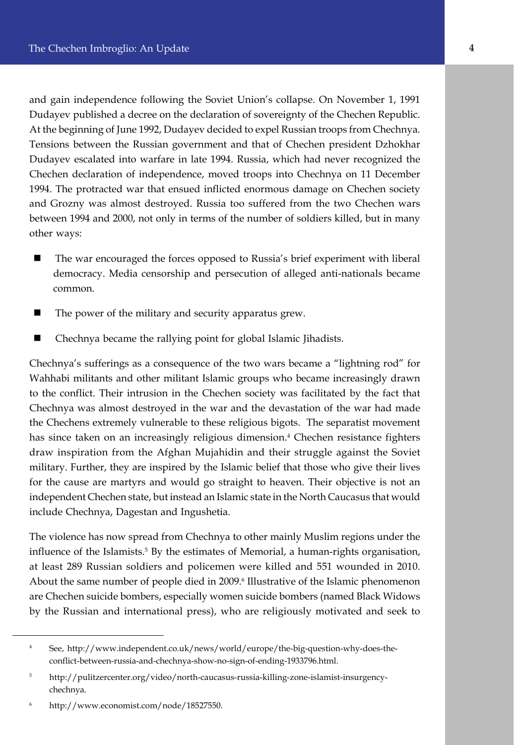and gain independence following the Soviet Union's collapse. On November 1, 1991 Dudayev published a decree on the declaration of sovereignty of the Chechen Republic. At the beginning of June 1992, Dudayev decided to expel Russian troops from Chechnya. Tensions between the Russian government and that of Chechen president Dzhokhar Dudayev escalated into warfare in late 1994. Russia, which had never recognized the Chechen declaration of independence, moved troops into Chechnya on 11 December 1994. The protracted war that ensued inflicted enormous damage on Chechen society and Grozny was almost destroyed. Russia too suffered from the two Chechen wars between 1994 and 2000, not only in terms of the number of soldiers killed, but in many other ways:

- The war encouraged the forces opposed to Russia's brief experiment with liberal democracy. Media censorship and persecution of alleged anti-nationals became common.
- The power of the military and security apparatus grew.
- Chechnya became the rallying point for global Islamic Jihadists.

Chechnya's sufferings as a consequence of the two wars became a "lightning rod" for Wahhabi militants and other militant Islamic groups who became increasingly drawn to the conflict. Their intrusion in the Chechen society was facilitated by the fact that Chechnya was almost destroyed in the war and the devastation of the war had made the Chechens extremely vulnerable to these religious bigots. The separatist movement has since taken on an increasingly religious dimension.[4] Chechen resistance fighters draw inspiration from the Afghan Mujahidin and their struggle against the Soviet military. Further, they are inspired by the Islamic belief that those who give their lives for the cause are martyrs and would go straight to heaven. Their objective is not an independent Chechen state, but instead an Islamic state in the North Caucasus that would include Chechnya, Dagestan and Ingushetia.

The violence has now spread from Chechnya to other mainly Muslim regions under the influence of the Islamists.[5] By the estimates of Memorial, a human-rights organisation, at least 289 Russian soldiers and policemen were killed and 551 wounded in 2010. About the same number of people died in 2009.[6] Illustrative of the Islamic phenomenon are Chechen suicide bombers, especially women suicide bombers (named Black Widows by the Russian and international press), who are religiously motivated and seek to

---

[4] See, http://www.independent.co.uk/news/world/europe/the-big-question-why-does-the-conflict-between-russia-and-chechnya-show-no-sign-of-ending-1933796.html.

[5] http://pulitzercenter.org/video/north-caucasus-russia-killing-zone-islamist-insurgency-chechnya.

[6] http://www.economist.com/node/18527550.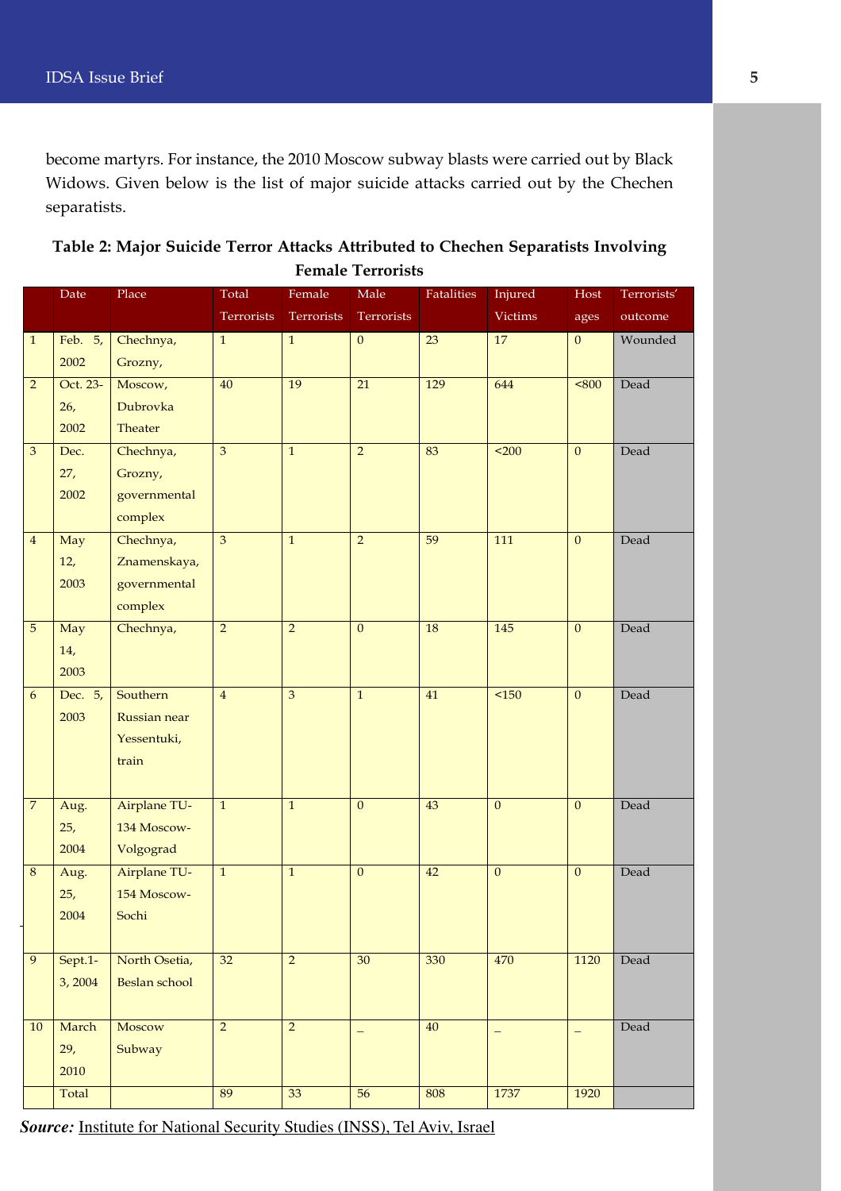become martyrs. For instance, the 2010 Moscow subway blasts were carried out by Black Widows. Given below is the list of major suicide attacks carried out by the Chechen separatists.

**Table 2: Major Suicide Terror Attacks Attributed to Chechen Separatists Involving Female Terrorists**

| | Date | Place | Total Terrorists | Female Terrorists | Male Terrorists | Fatalities | Injured Victims | Hostages | Terrorists' outcome |
|---|---|---|---|---|---|---|---|---|---|
| 1 | Feb. 5, 2002 | Chechnya, Grozny, | 1 | 1 | 0 | 23 | 17 | 0 | Wounded |
| 2 | Oct. 23-26, 2002 | Moscow, Dubrovka Theater | 40 | 19 | 21 | 129 | 644 | <800 | Dead |
| 3 | Dec. 27, 2002 | Chechnya, Grozny, governmental complex | 3 | 1 | 2 | 83 | <200 | 0 | Dead |
| 4 | May 12, 2003 | Chechnya, Znamenskaya, governmental complex | 3 | 1 | 2 | 59 | 111 | 0 | Dead |
| 5 | May 14, 2003 | Chechnya, | 2 | 2 | 0 | 18 | 145 | 0 | Dead |
| 6 | Dec. 5, 2003 | Southern Russian near Yessentuki, train | 4 | 3 | 1 | 41 | <150 | 0 | Dead |
| 7 | Aug. 25, 2004 | Airplane TU-134 Moscow-Volgograd | 1 | 1 | 0 | 43 | 0 | 0 | Dead |
| 8 | Aug. 25, 2004 | Airplane TU-154 Moscow-Sochi | 1 | 1 | 0 | 42 | 0 | 0 | Dead |
| 9 | Sept.1-3, 2004 | North Osetia, Beslan school | 32 | 2 | 30 | 330 | 470 | 1120 | Dead |
| 10 | March 29, 2010 | Moscow Subway | 2 | 2 | _ | 40 | _ | _ | Dead |
| | Total | | 89 | 33 | 56 | 808 | 1737 | 1920 | |

***Source:*** Institute for National Security Studies (INSS), Tel Aviv, Israel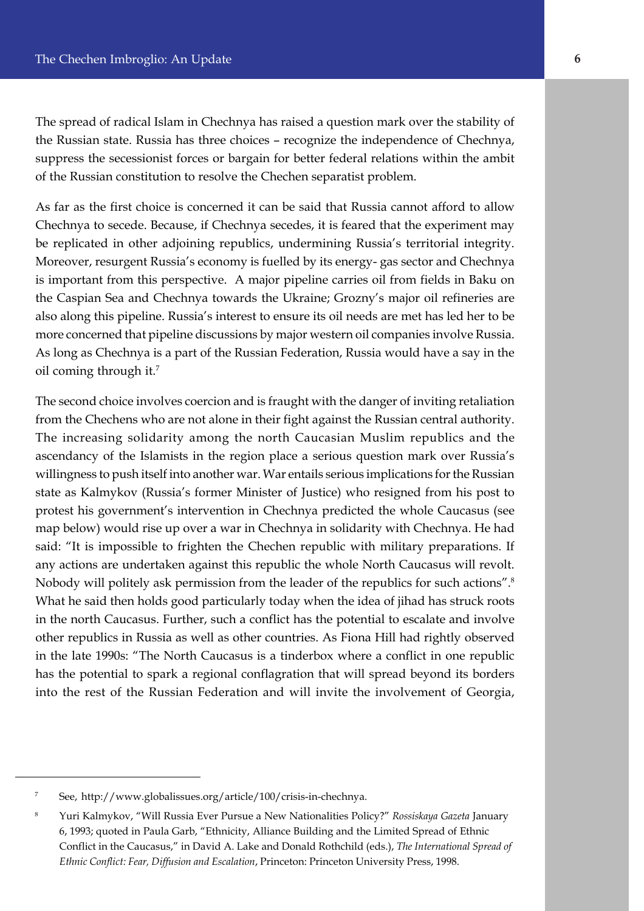The spread of radical Islam in Chechnya has raised a question mark over the stability of the Russian state. Russia has three choices – recognize the independence of Chechnya, suppress the secessionist forces or bargain for better federal relations within the ambit of the Russian constitution to resolve the Chechen separatist problem.

As far as the first choice is concerned it can be said that Russia cannot afford to allow Chechnya to secede. Because, if Chechnya secedes, it is feared that the experiment may be replicated in other adjoining republics, undermining Russia's territorial integrity. Moreover, resurgent Russia's economy is fuelled by its energy- gas sector and Chechnya is important from this perspective. A major pipeline carries oil from fields in Baku on the Caspian Sea and Chechnya towards the Ukraine; Grozny's major oil refineries are also along this pipeline. Russia's interest to ensure its oil needs are met has led her to be more concerned that pipeline discussions by major western oil companies involve Russia. As long as Chechnya is a part of the Russian Federation, Russia would have a say in the oil coming through it.[7]

The second choice involves coercion and is fraught with the danger of inviting retaliation from the Chechens who are not alone in their fight against the Russian central authority. The increasing solidarity among the north Caucasian Muslim republics and the ascendancy of the Islamists in the region place a serious question mark over Russia's willingness to push itself into another war. War entails serious implications for the Russian state as Kalmykov (Russia's former Minister of Justice) who resigned from his post to protest his government's intervention in Chechnya predicted the whole Caucasus (see map below) would rise up over a war in Chechnya in solidarity with Chechnya. He had said: "It is impossible to frighten the Chechen republic with military preparations. If any actions are undertaken against this republic the whole North Caucasus will revolt. Nobody will politely ask permission from the leader of the republics for such actions".[8] What he said then holds good particularly today when the idea of jihad has struck roots in the north Caucasus. Further, such a conflict has the potential to escalate and involve other republics in Russia as well as other countries. As Fiona Hill had rightly observed in the late 1990s: "The North Caucasus is a tinderbox where a conflict in one republic has the potential to spark a regional conflagration that will spread beyond its borders into the rest of the Russian Federation and will invite the involvement of Georgia,

---

[7] See, http://www.globalissues.org/article/100/crisis-in-chechnya.

[8] Yuri Kalmykov, "Will Russia Ever Pursue a New Nationalities Policy?" *Rossiskaya Gazeta* January 6, 1993; quoted in Paula Garb, "Ethnicity, Alliance Building and the Limited Spread of Ethnic Conflict in the Caucasus," in David A. Lake and Donald Rothchild (eds.), *The International Spread of Ethnic Conflict: Fear, Diffusion and Escalation*, Princeton: Princeton University Press, 1998.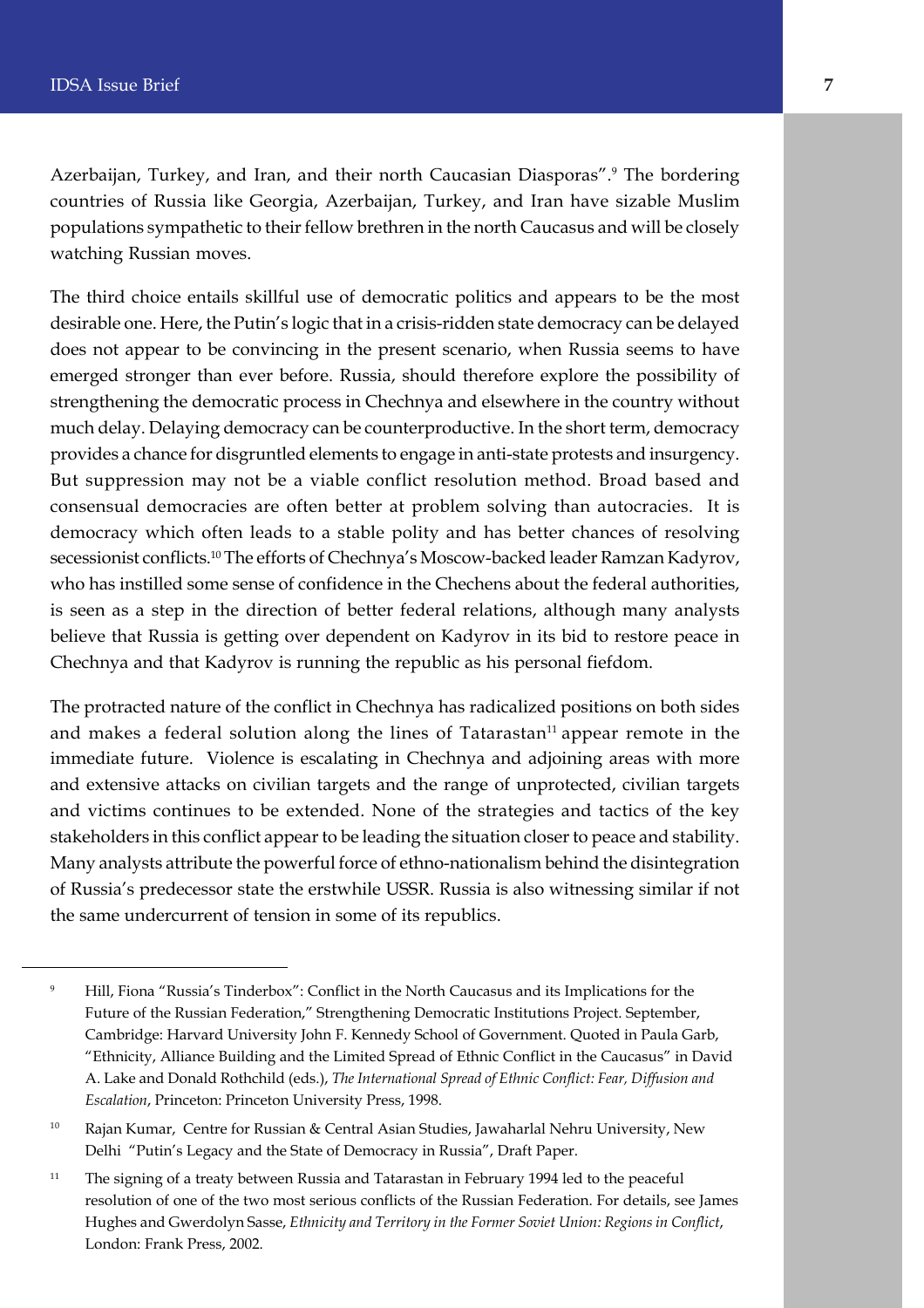Azerbaijan, Turkey, and Iran, and their north Caucasian Diasporas".[9] The bordering countries of Russia like Georgia, Azerbaijan, Turkey, and Iran have sizable Muslim populations sympathetic to their fellow brethren in the north Caucasus and will be closely watching Russian moves.

The third choice entails skillful use of democratic politics and appears to be the most desirable one. Here, the Putin's logic that in a crisis-ridden state democracy can be delayed does not appear to be convincing in the present scenario, when Russia seems to have emerged stronger than ever before. Russia, should therefore explore the possibility of strengthening the democratic process in Chechnya and elsewhere in the country without much delay. Delaying democracy can be counterproductive. In the short term, democracy provides a chance for disgruntled elements to engage in anti-state protests and insurgency. But suppression may not be a viable conflict resolution method. Broad based and consensual democracies are often better at problem solving than autocracies. It is democracy which often leads to a stable polity and has better chances of resolving secessionist conflicts.[10] The efforts of Chechnya's Moscow-backed leader Ramzan Kadyrov, who has instilled some sense of confidence in the Chechens about the federal authorities, is seen as a step in the direction of better federal relations, although many analysts believe that Russia is getting over dependent on Kadyrov in its bid to restore peace in Chechnya and that Kadyrov is running the republic as his personal fiefdom.

The protracted nature of the conflict in Chechnya has radicalized positions on both sides and makes a federal solution along the lines of Tatarastan[11] appear remote in the immediate future. Violence is escalating in Chechnya and adjoining areas with more and extensive attacks on civilian targets and the range of unprotected, civilian targets and victims continues to be extended. None of the strategies and tactics of the key stakeholders in this conflict appear to be leading the situation closer to peace and stability. Many analysts attribute the powerful force of ethno-nationalism behind the disintegration of Russia's predecessor state the erstwhile USSR. Russia is also witnessing similar if not the same undercurrent of tension in some of its republics.

---

[9] Hill, Fiona "Russia's Tinderbox": Conflict in the North Caucasus and its Implications for the Future of the Russian Federation," Strengthening Democratic Institutions Project. September, Cambridge: Harvard University John F. Kennedy School of Government. Quoted in Paula Garb, "Ethnicity, Alliance Building and the Limited Spread of Ethnic Conflict in the Caucasus" in David A. Lake and Donald Rothchild (eds.), *The International Spread of Ethnic Conflict: Fear, Diffusion and Escalation*, Princeton: Princeton University Press, 1998.

[10] Rajan Kumar, Centre for Russian & Central Asian Studies, Jawaharlal Nehru University, New Delhi "Putin's Legacy and the State of Democracy in Russia", Draft Paper.

[11] The signing of a treaty between Russia and Tatarastan in February 1994 led to the peaceful resolution of one of the two most serious conflicts of the Russian Federation. For details, see James Hughes and Gwerdolyn Sasse, *Ethnicity and Territory in the Former Soviet Union: Regions in Conflict*, London: Frank Press, 2002.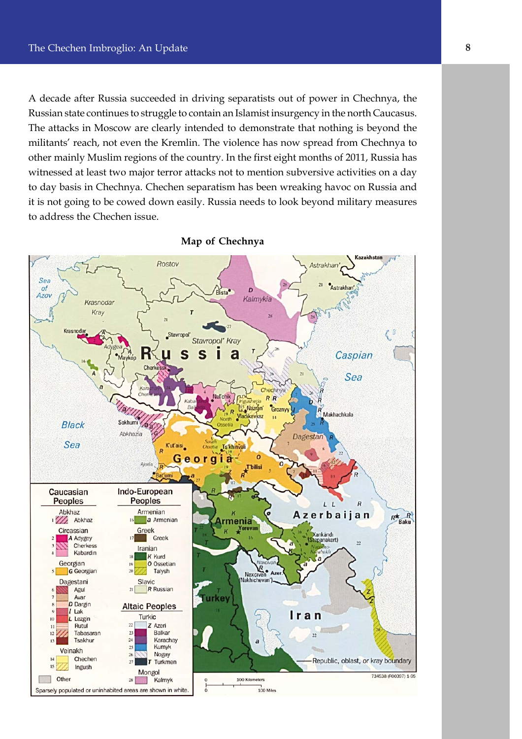A decade after Russia succeeded in driving separatists out of power in Chechnya, the Russian state continues to struggle to contain an Islamist insurgency in the north Caucasus. The attacks in Moscow are clearly intended to demonstrate that nothing is beyond the militants' reach, not even the Kremlin. The violence has now spread from Chechnya to other mainly Muslim regions of the country. In the first eight months of 2011, Russia has witnessed at least two major terror attacks not to mention subversive activities on a day to day basis in Chechnya. Chechen separatism has been wreaking havoc on Russia and it is not going to be cowed down easily. Russia needs to look beyond military measures to address the Chechen issue.

**Map of Chechnya**